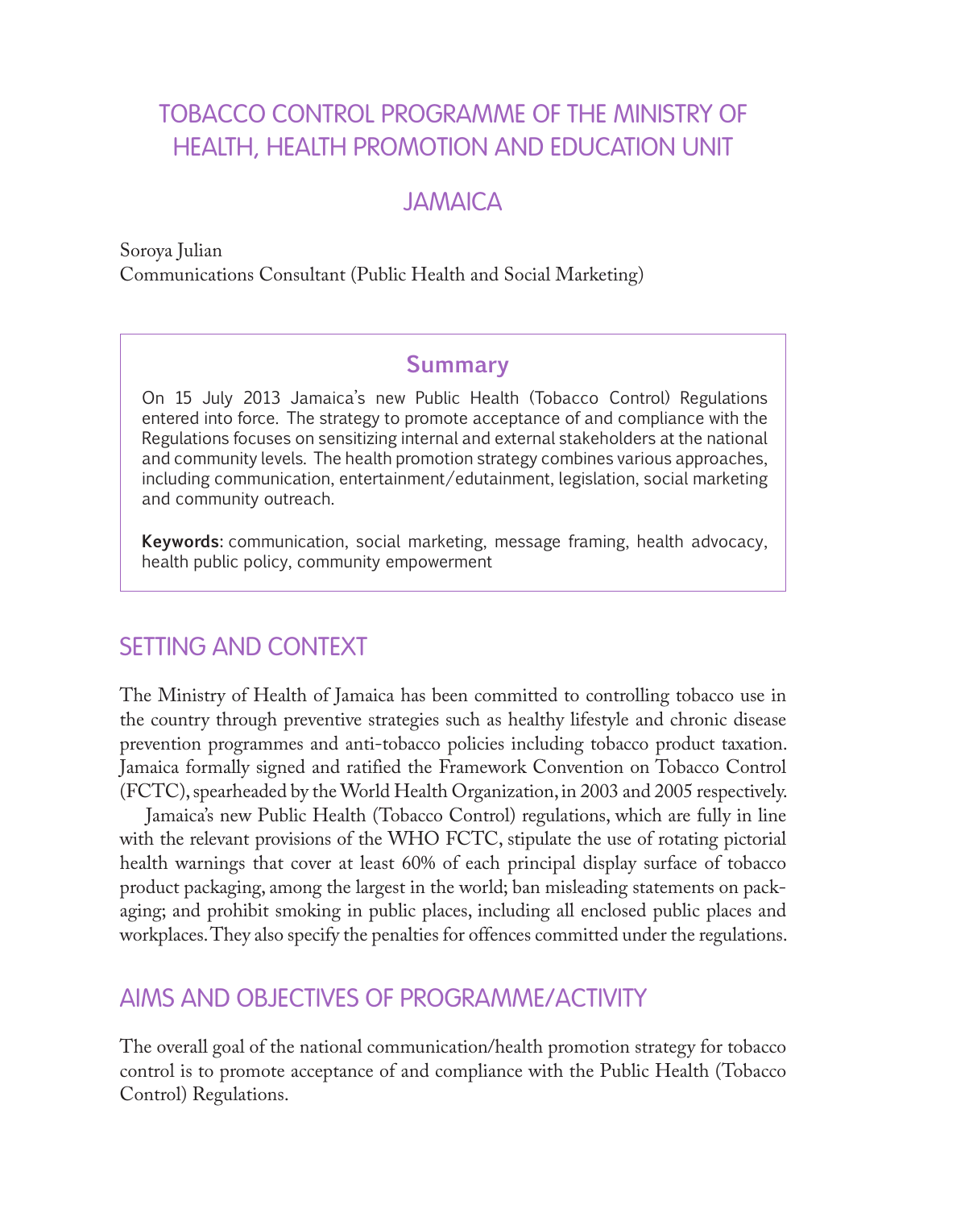# TOBACCO CONTROL PROGRAMME OF THE MINISTRY OF HEALTH, HEALTH PROMOTION AND EDUCATION UNIT

## JAMAICA

Soroya Julian
Communications Consultant (Public Health and Social Marketing)

> **Summary**
>
> On 15 July 2013 Jamaica's new Public Health (Tobacco Control) Regulations entered into force. The strategy to promote acceptance of and compliance with the Regulations focuses on sensitizing internal and external stakeholders at the national and community levels. The health promotion strategy combines various approaches, including communication, entertainment/edutainment, legislation, social marketing and community outreach.
>
> **Keywords**: communication, social marketing, message framing, health advocacy, health public policy, community empowerment

## SETTING AND CONTEXT

The Ministry of Health of Jamaica has been committed to controlling tobacco use in the country through preventive strategies such as healthy lifestyle and chronic disease prevention programmes and anti-tobacco policies including tobacco product taxation. Jamaica formally signed and ratified the Framework Convention on Tobacco Control (FCTC), spearheaded by the World Health Organization, in 2003 and 2005 respectively.

Jamaica's new Public Health (Tobacco Control) regulations, which are fully in line with the relevant provisions of the WHO FCTC, stipulate the use of rotating pictorial health warnings that cover at least 60% of each principal display surface of tobacco product packaging, among the largest in the world; ban misleading statements on packaging; and prohibit smoking in public places, including all enclosed public places and workplaces. They also specify the penalties for offences committed under the regulations.

## AIMS AND OBJECTIVES OF PROGRAMME/ACTIVITY

The overall goal of the national communication/health promotion strategy for tobacco control is to promote acceptance of and compliance with the Public Health (Tobacco Control) Regulations.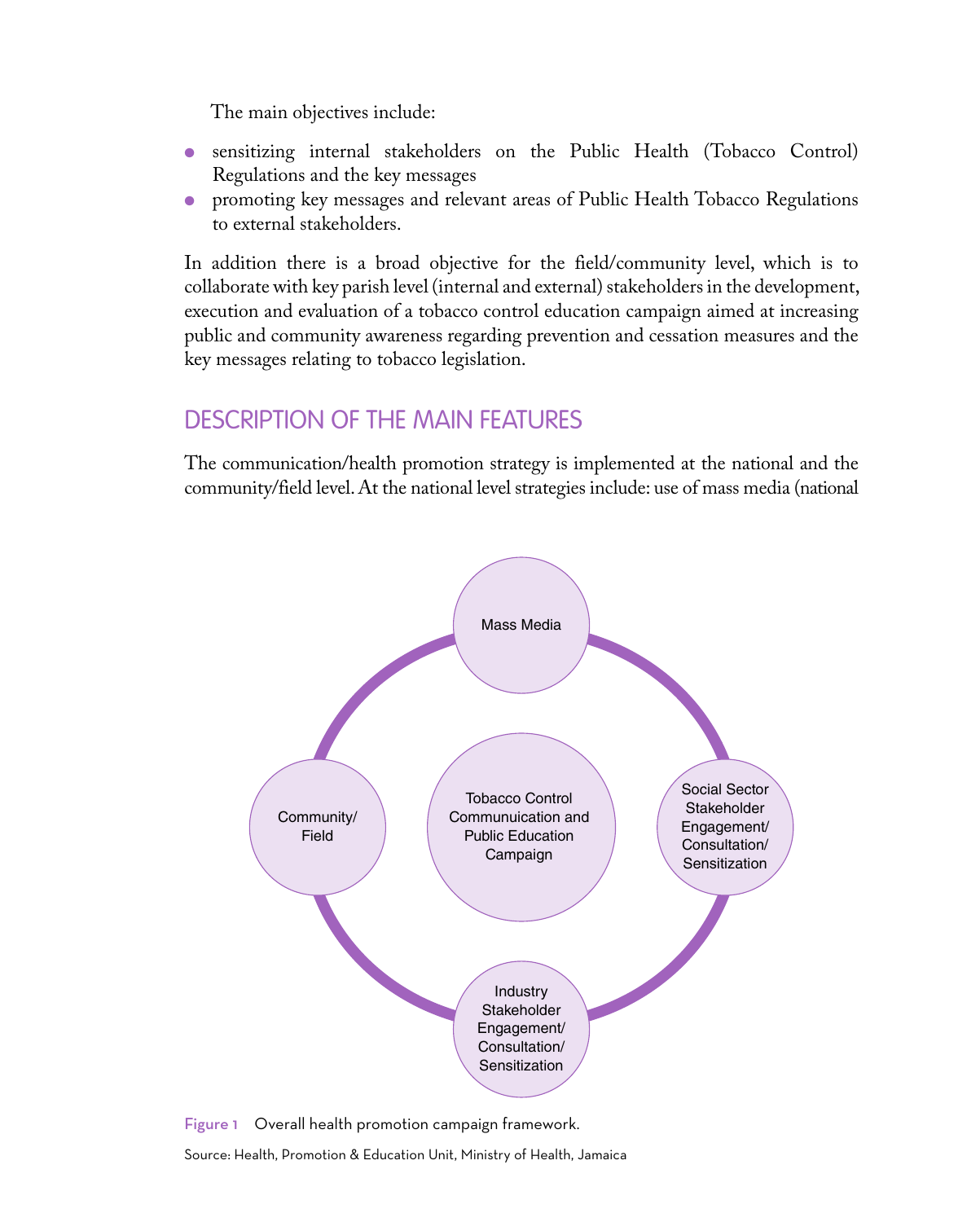The main objectives include:

- sensitizing internal stakeholders on the Public Health (Tobacco Control) Regulations and the key messages
- promoting key messages and relevant areas of Public Health Tobacco Regulations to external stakeholders.

In addition there is a broad objective for the field/community level, which is to collaborate with key parish level (internal and external) stakeholders in the development, execution and evaluation of a tobacco control education campaign aimed at increasing public and community awareness regarding prevention and cessation measures and the key messages relating to tobacco legislation.

## DESCRIPTION OF THE MAIN FEATURES

The communication/health promotion strategy is implemented at the national and the community/field level. At the national level strategies include: use of mass media (national

Mass Media

Community/ Field

Tobacco Control Communuication and Public Education Campaign

Social Sector Stakeholder Engagement/ Consultation/ Sensitization

Industry Stakeholder Engagement/ Consultation/ Sensitization

Figure 1 Overall health promotion campaign framework.

Source: Health, Promotion & Education Unit, Ministry of Health, Jamaica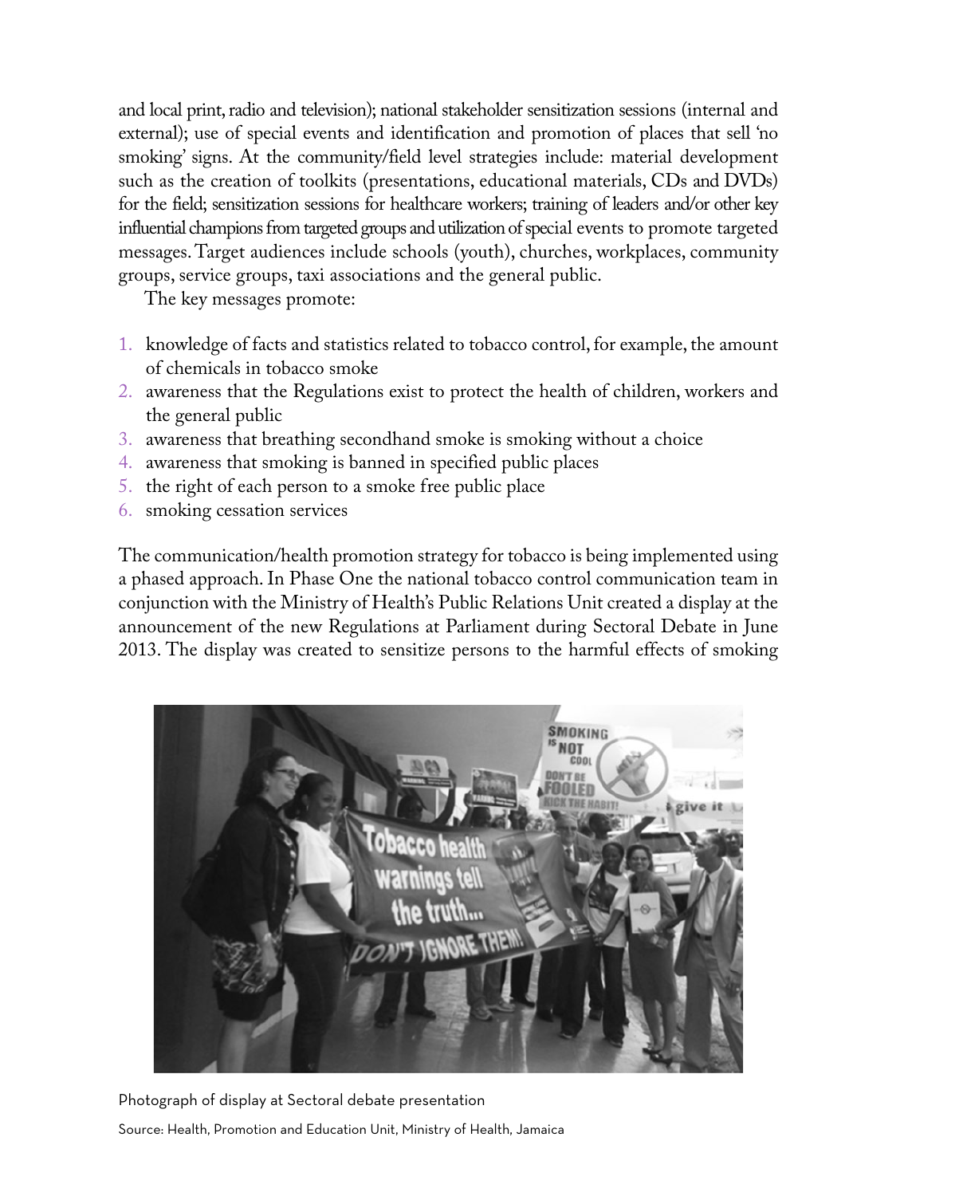and local print, radio and television); national stakeholder sensitization sessions (internal and external); use of special events and identification and promotion of places that sell 'no smoking' signs. At the community/field level strategies include: material development such as the creation of toolkits (presentations, educational materials, CDs and DVDs) for the field; sensitization sessions for healthcare workers; training of leaders and/or other key influential champions from targeted groups and utilization of special events to promote targeted messages. Target audiences include schools (youth), churches, workplaces, community groups, service groups, taxi associations and the general public.

The key messages promote:

1. knowledge of facts and statistics related to tobacco control, for example, the amount of chemicals in tobacco smoke
2. awareness that the Regulations exist to protect the health of children, workers and the general public
3. awareness that breathing secondhand smoke is smoking without a choice
4. awareness that smoking is banned in specified public places
5. the right of each person to a smoke free public place
6. smoking cessation services

The communication/health promotion strategy for tobacco is being implemented using a phased approach. In Phase One the national tobacco control communication team in conjunction with the Ministry of Health's Public Relations Unit created a display at the announcement of the new Regulations at Parliament during Sectoral Debate in June 2013. The display was created to sensitize persons to the harmful effects of smoking

Photograph of display at Sectoral debate presentation

Source: Health, Promotion and Education Unit, Ministry of Health, Jamaica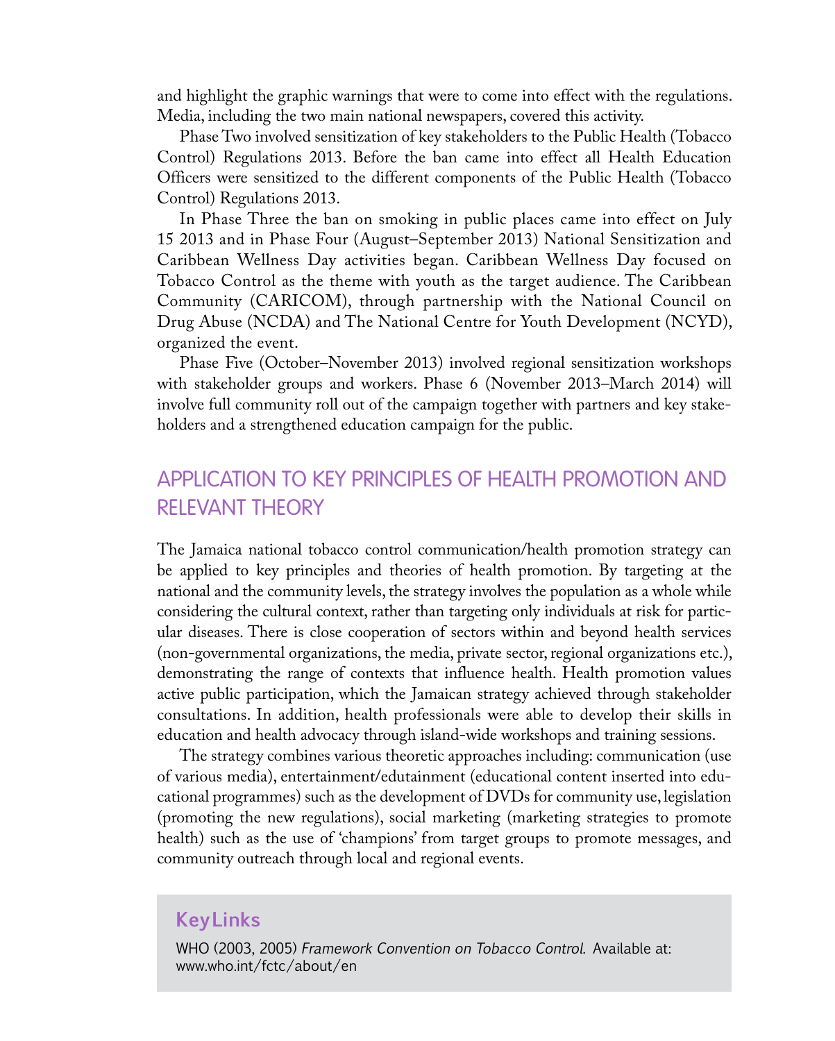and highlight the graphic warnings that were to come into effect with the regulations. Media, including the two main national newspapers, covered this activity.

Phase Two involved sensitization of key stakeholders to the Public Health (Tobacco Control) Regulations 2013. Before the ban came into effect all Health Education Officers were sensitized to the different components of the Public Health (Tobacco Control) Regulations 2013.

In Phase Three the ban on smoking in public places came into effect on July 15 2013 and in Phase Four (August–September 2013) National Sensitization and Caribbean Wellness Day activities began. Caribbean Wellness Day focused on Tobacco Control as the theme with youth as the target audience. The Caribbean Community (CARICOM), through partnership with the National Council on Drug Abuse (NCDA) and The National Centre for Youth Development (NCYD), organized the event.

Phase Five (October–November 2013) involved regional sensitization workshops with stakeholder groups and workers. Phase 6 (November 2013–March 2014) will involve full community roll out of the campaign together with partners and key stakeholders and a strengthened education campaign for the public.

## APPLICATION TO KEY PRINCIPLES OF HEALTH PROMOTION AND RELEVANT THEORY

The Jamaica national tobacco control communication/health promotion strategy can be applied to key principles and theories of health promotion. By targeting at the national and the community levels, the strategy involves the population as a whole while considering the cultural context, rather than targeting only individuals at risk for particular diseases. There is close cooperation of sectors within and beyond health services (non-governmental organizations, the media, private sector, regional organizations etc.), demonstrating the range of contexts that influence health. Health promotion values active public participation, which the Jamaican strategy achieved through stakeholder consultations. In addition, health professionals were able to develop their skills in education and health advocacy through island-wide workshops and training sessions.

The strategy combines various theoretic approaches including: communication (use of various media), entertainment/edutainment (educational content inserted into educational programmes) such as the development of DVDs for community use, legislation (promoting the new regulations), social marketing (marketing strategies to promote health) such as the use of 'champions' from target groups to promote messages, and community outreach through local and regional events.

### Key Links

WHO (2003, 2005) *Framework Convention on Tobacco Control*. Available at: www.who.int/fctc/about/en